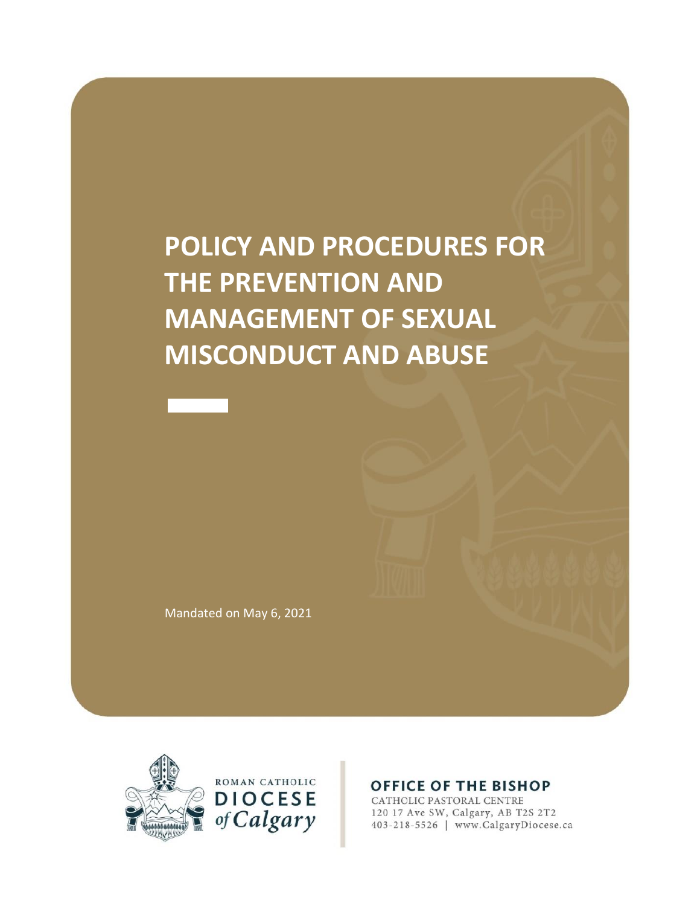# POLICY AND PROCEDURES FOR THE PREVENTION AND MANAGEMENT OF SEXUAL MISCONDUCT AND ABUSE

Mandated on May 6, 2021

ROMAN CATHOLIC
DIOCESE
of Calgary

**OFFICE OF THE BISHOP**
CATHOLIC PASTORAL CENTRE
120 17 Ave SW, Calgary, AB T2S 2T2
403-218-5526 | www.CalgaryDiocese.ca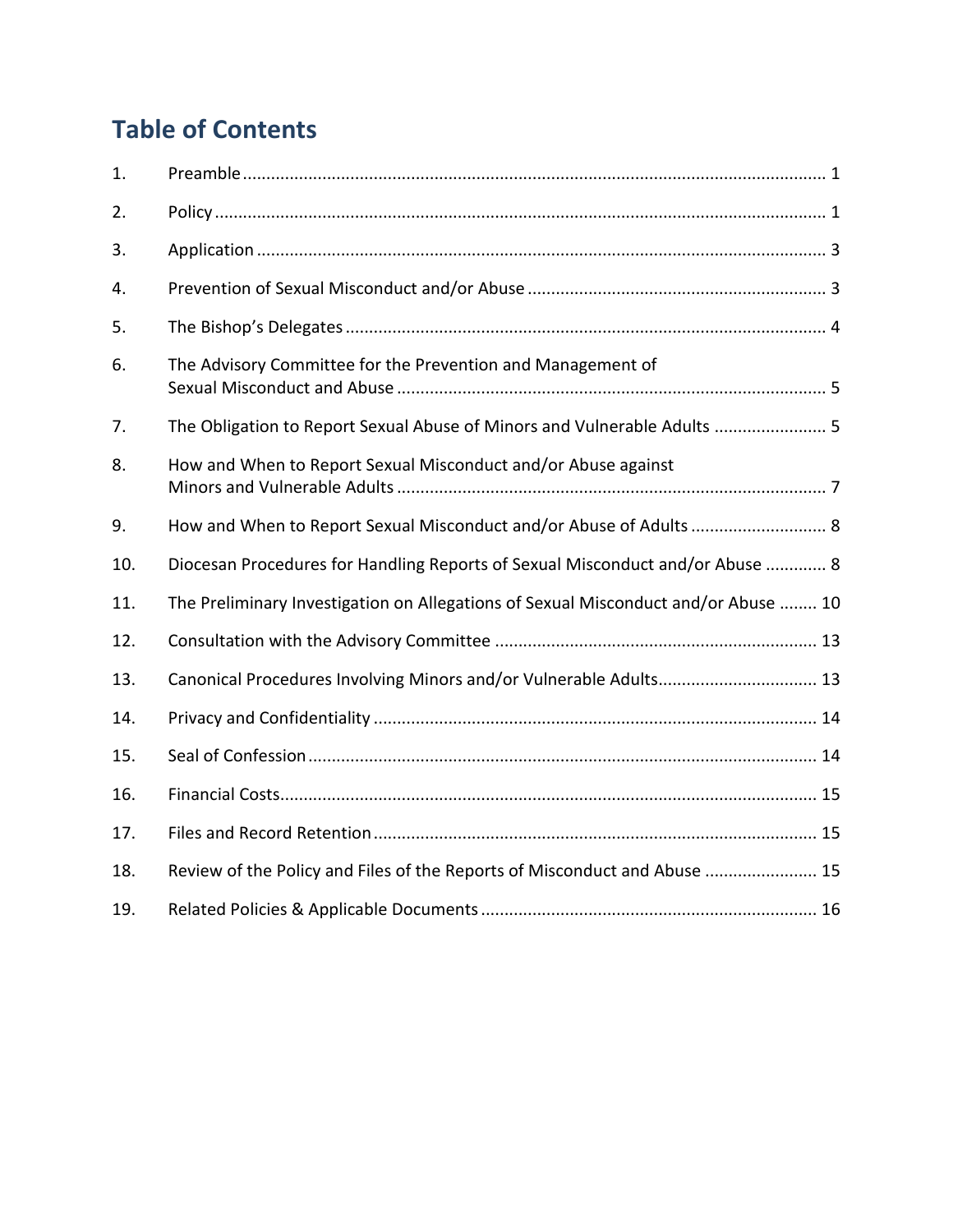# Table of Contents

1. Preamble ........................................................................................................................ 1
2. Policy ............................................................................................................................... 1
3. Application ..................................................................................................................... 3
4. Prevention of Sexual Misconduct and/or Abuse ............................................................. 3
5. The Bishop's Delegates ................................................................................................... 4
6. The Advisory Committee for the Prevention and Management of Sexual Misconduct and Abuse ........................................................................................ 5
7. The Obligation to Report Sexual Abuse of Minors and Vulnerable Adults ...................... 5
8. How and When to Report Sexual Misconduct and/or Abuse against Minors and Vulnerable Adults ......................................................................................... 7
9. How and When to Report Sexual Misconduct and/or Abuse of Adults ........................... 8
10. Diocesan Procedures for Handling Reports of Sexual Misconduct and/or Abuse ............ 8
11. The Preliminary Investigation on Allegations of Sexual Misconduct and/or Abuse ........ 10
12. Consultation with the Advisory Committee .................................................................. 13
13. Canonical Procedures Involving Minors and/or Vulnerable Adults................................. 13
14. Privacy and Confidentiality ........................................................................................... 14
15. Seal of Confession ......................................................................................................... 14
16. Financial Costs............................................................................................................... 15
17. Files and Record Retention ............................................................................................ 15
18. Review of the Policy and Files of the Reports of Misconduct and Abuse ....................... 15
19. Related Policies & Applicable Documents ..................................................................... 16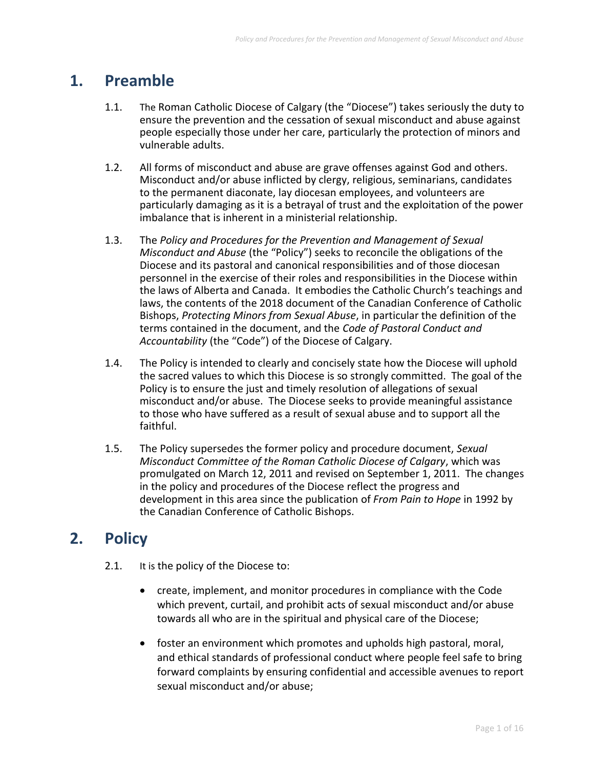# 1. Preamble

1.1. The Roman Catholic Diocese of Calgary (the "Diocese") takes seriously the duty to ensure the prevention and the cessation of sexual misconduct and abuse against people especially those under her care, particularly the protection of minors and vulnerable adults.

1.2. All forms of misconduct and abuse are grave offenses against God and others. Misconduct and/or abuse inflicted by clergy, religious, seminarians, candidates to the permanent diaconate, lay diocesan employees, and volunteers are particularly damaging as it is a betrayal of trust and the exploitation of the power imbalance that is inherent in a ministerial relationship.

1.3. The *Policy and Procedures for the Prevention and Management of Sexual Misconduct and Abuse* (the "Policy") seeks to reconcile the obligations of the Diocese and its pastoral and canonical responsibilities and of those diocesan personnel in the exercise of their roles and responsibilities in the Diocese within the laws of Alberta and Canada. It embodies the Catholic Church's teachings and laws, the contents of the 2018 document of the Canadian Conference of Catholic Bishops, *Protecting Minors from Sexual Abuse*, in particular the definition of the terms contained in the document, and the *Code of Pastoral Conduct and Accountability* (the "Code") of the Diocese of Calgary.

1.4. The Policy is intended to clearly and concisely state how the Diocese will uphold the sacred values to which this Diocese is so strongly committed. The goal of the Policy is to ensure the just and timely resolution of allegations of sexual misconduct and/or abuse. The Diocese seeks to provide meaningful assistance to those who have suffered as a result of sexual abuse and to support all the faithful.

1.5. The Policy supersedes the former policy and procedure document, *Sexual Misconduct Committee of the Roman Catholic Diocese of Calgary*, which was promulgated on March 12, 2011 and revised on September 1, 2011. The changes in the policy and procedures of the Diocese reflect the progress and development in this area since the publication of *From Pain to Hope* in 1992 by the Canadian Conference of Catholic Bishops.

# 2. Policy

2.1. It is the policy of the Diocese to:

- create, implement, and monitor procedures in compliance with the Code which prevent, curtail, and prohibit acts of sexual misconduct and/or abuse towards all who are in the spiritual and physical care of the Diocese;
- foster an environment which promotes and upholds high pastoral, moral, and ethical standards of professional conduct where people feel safe to bring forward complaints by ensuring confidential and accessible avenues to report sexual misconduct and/or abuse;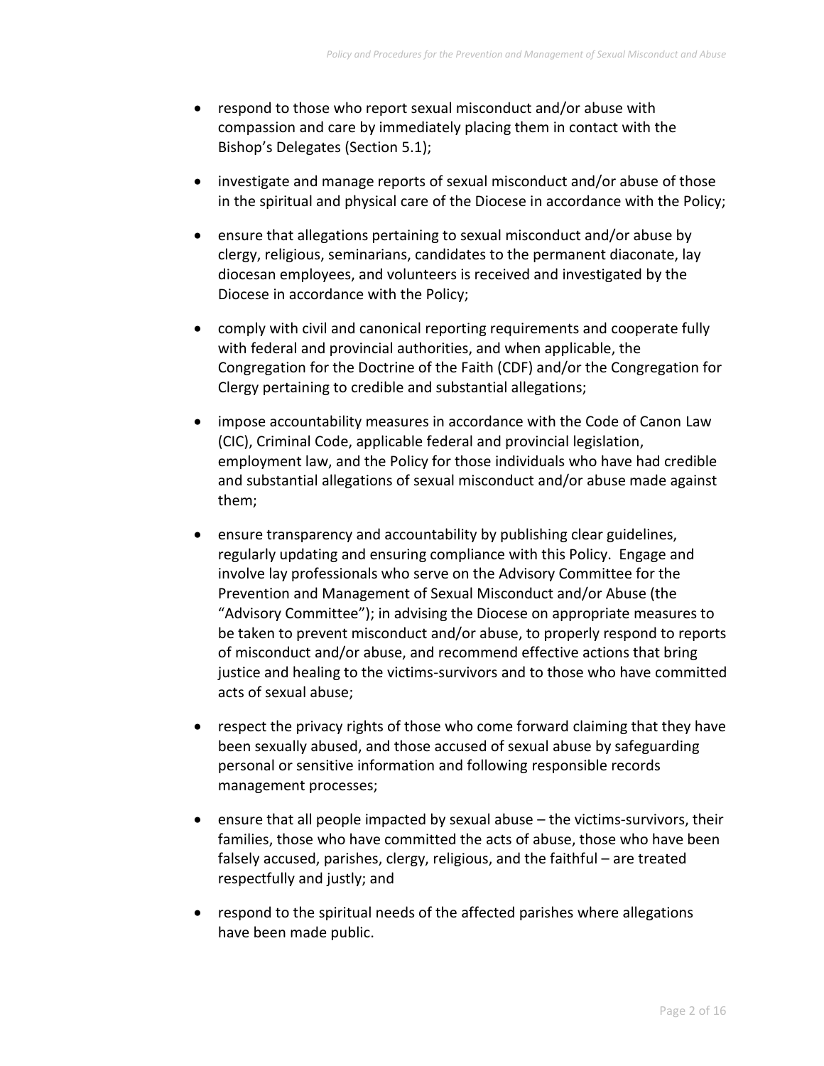- respond to those who report sexual misconduct and/or abuse with compassion and care by immediately placing them in contact with the Bishop's Delegates (Section 5.1);

- investigate and manage reports of sexual misconduct and/or abuse of those in the spiritual and physical care of the Diocese in accordance with the Policy;

- ensure that allegations pertaining to sexual misconduct and/or abuse by clergy, religious, seminarians, candidates to the permanent diaconate, lay diocesan employees, and volunteers is received and investigated by the Diocese in accordance with the Policy;

- comply with civil and canonical reporting requirements and cooperate fully with federal and provincial authorities, and when applicable, the Congregation for the Doctrine of the Faith (CDF) and/or the Congregation for Clergy pertaining to credible and substantial allegations;

- impose accountability measures in accordance with the Code of Canon Law (CIC), Criminal Code, applicable federal and provincial legislation, employment law, and the Policy for those individuals who have had credible and substantial allegations of sexual misconduct and/or abuse made against them;

- ensure transparency and accountability by publishing clear guidelines, regularly updating and ensuring compliance with this Policy. Engage and involve lay professionals who serve on the Advisory Committee for the Prevention and Management of Sexual Misconduct and/or Abuse (the "Advisory Committee"); in advising the Diocese on appropriate measures to be taken to prevent misconduct and/or abuse, to properly respond to reports of misconduct and/or abuse, and recommend effective actions that bring justice and healing to the victims-survivors and to those who have committed acts of sexual abuse;

- respect the privacy rights of those who come forward claiming that they have been sexually abused, and those accused of sexual abuse by safeguarding personal or sensitive information and following responsible records management processes;

- ensure that all people impacted by sexual abuse – the victims-survivors, their families, those who have committed the acts of abuse, those who have been falsely accused, parishes, clergy, religious, and the faithful – are treated respectfully and justly; and

- respond to the spiritual needs of the affected parishes where allegations have been made public.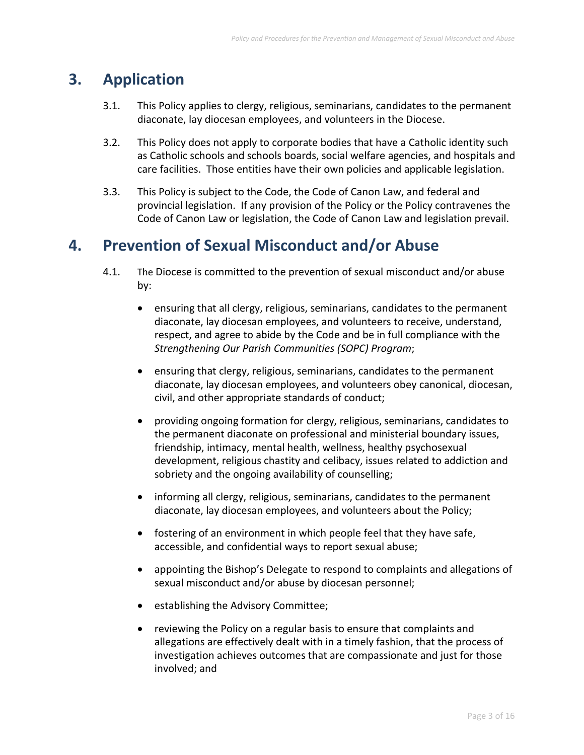## 3. Application

3.1. This Policy applies to clergy, religious, seminarians, candidates to the permanent diaconate, lay diocesan employees, and volunteers in the Diocese.

3.2. This Policy does not apply to corporate bodies that have a Catholic identity such as Catholic schools and schools boards, social welfare agencies, and hospitals and care facilities. Those entities have their own policies and applicable legislation.

3.3. This Policy is subject to the Code, the Code of Canon Law, and federal and provincial legislation. If any provision of the Policy or the Policy contravenes the Code of Canon Law or legislation, the Code of Canon Law and legislation prevail.

## 4. Prevention of Sexual Misconduct and/or Abuse

4.1. The Diocese is committed to the prevention of sexual misconduct and/or abuse by:

- ensuring that all clergy, religious, seminarians, candidates to the permanent diaconate, lay diocesan employees, and volunteers to receive, understand, respect, and agree to abide by the Code and be in full compliance with the *Strengthening Our Parish Communities (SOPC) Program*;
- ensuring that clergy, religious, seminarians, candidates to the permanent diaconate, lay diocesan employees, and volunteers obey canonical, diocesan, civil, and other appropriate standards of conduct;
- providing ongoing formation for clergy, religious, seminarians, candidates to the permanent diaconate on professional and ministerial boundary issues, friendship, intimacy, mental health, wellness, healthy psychosexual development, religious chastity and celibacy, issues related to addiction and sobriety and the ongoing availability of counselling;
- informing all clergy, religious, seminarians, candidates to the permanent diaconate, lay diocesan employees, and volunteers about the Policy;
- fostering of an environment in which people feel that they have safe, accessible, and confidential ways to report sexual abuse;
- appointing the Bishop's Delegate to respond to complaints and allegations of sexual misconduct and/or abuse by diocesan personnel;
- establishing the Advisory Committee;
- reviewing the Policy on a regular basis to ensure that complaints and allegations are effectively dealt with in a timely fashion, that the process of investigation achieves outcomes that are compassionate and just for those involved; and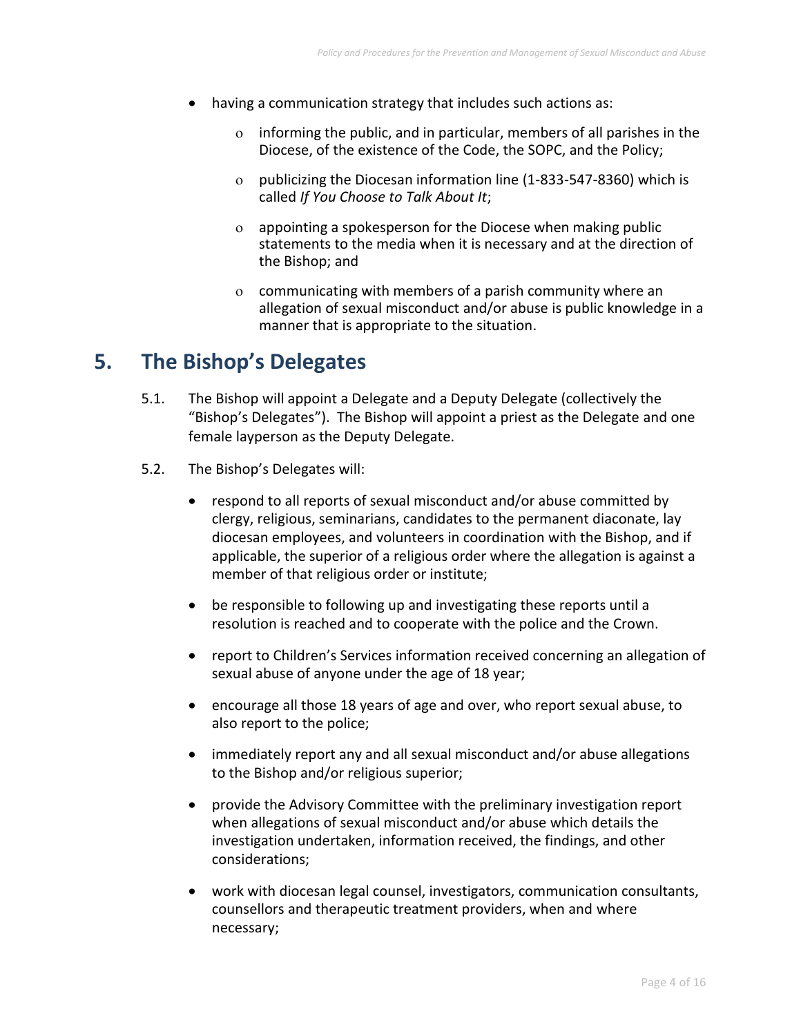- having a communication strategy that includes such actions as:
    - informing the public, and in particular, members of all parishes in the Diocese, of the existence of the Code, the SOPC, and the Policy;
    - publicizing the Diocesan information line (1-833-547-8360) which is called *If You Choose to Talk About It*;
    - appointing a spokesperson for the Diocese when making public statements to the media when it is necessary and at the direction of the Bishop; and
    - communicating with members of a parish community where an allegation of sexual misconduct and/or abuse is public knowledge in a manner that is appropriate to the situation.

## 5. The Bishop's Delegates

5.1. The Bishop will appoint a Delegate and a Deputy Delegate (collectively the "Bishop's Delegates"). The Bishop will appoint a priest as the Delegate and one female layperson as the Deputy Delegate.

5.2. The Bishop's Delegates will:

- respond to all reports of sexual misconduct and/or abuse committed by clergy, religious, seminarians, candidates to the permanent diaconate, lay diocesan employees, and volunteers in coordination with the Bishop, and if applicable, the superior of a religious order where the allegation is against a member of that religious order or institute;
- be responsible to following up and investigating these reports until a resolution is reached and to cooperate with the police and the Crown.
- report to Children's Services information received concerning an allegation of sexual abuse of anyone under the age of 18 year;
- encourage all those 18 years of age and over, who report sexual abuse, to also report to the police;
- immediately report any and all sexual misconduct and/or abuse allegations to the Bishop and/or religious superior;
- provide the Advisory Committee with the preliminary investigation report when allegations of sexual misconduct and/or abuse which details the investigation undertaken, information received, the findings, and other considerations;
- work with diocesan legal counsel, investigators, communication consultants, counsellors and therapeutic treatment providers, when and where necessary;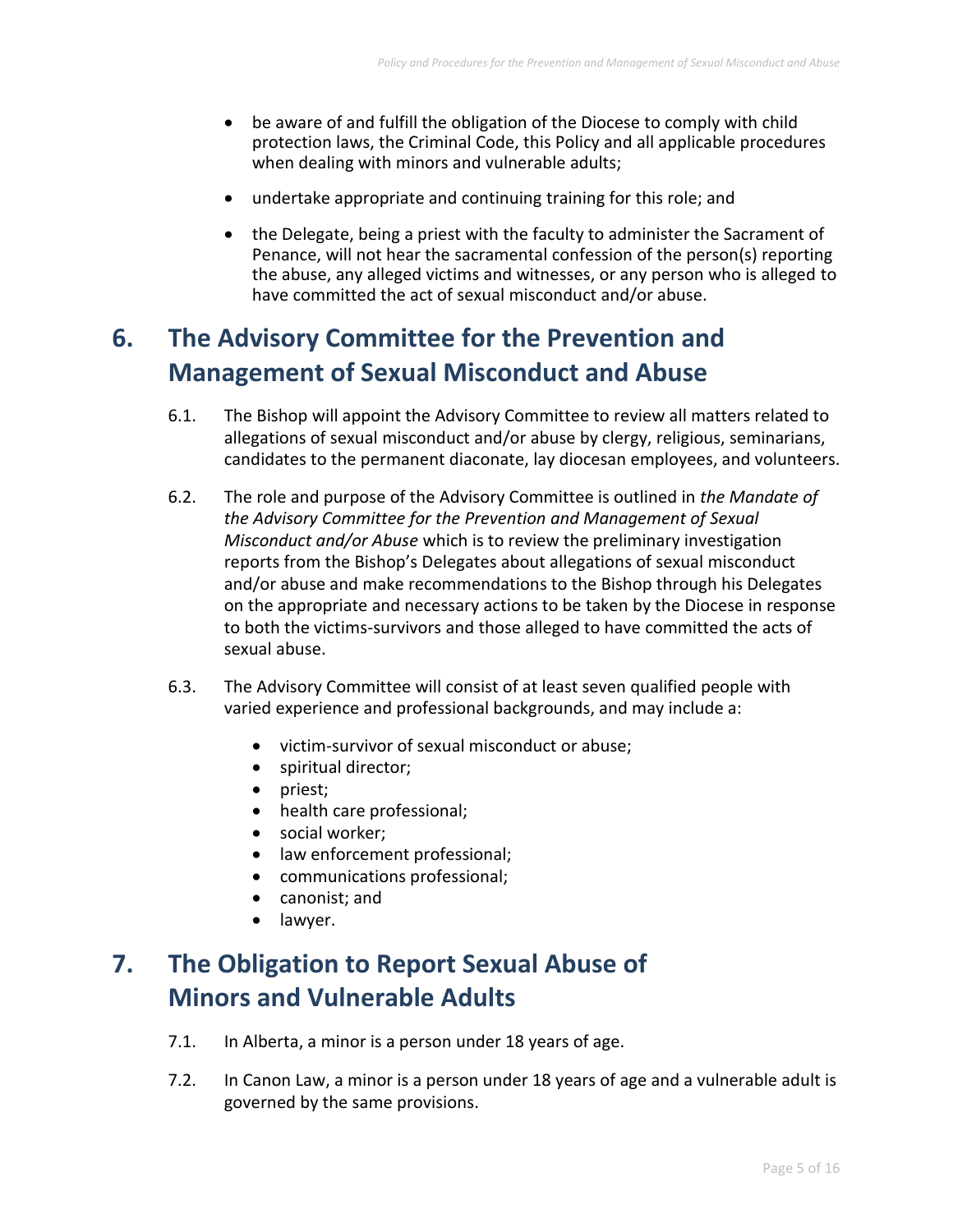- be aware of and fulfill the obligation of the Diocese to comply with child protection laws, the Criminal Code, this Policy and all applicable procedures when dealing with minors and vulnerable adults;

- undertake appropriate and continuing training for this role; and

- the Delegate, being a priest with the faculty to administer the Sacrament of Penance, will not hear the sacramental confession of the person(s) reporting the abuse, any alleged victims and witnesses, or any person who is alleged to have committed the act of sexual misconduct and/or abuse.

## 6. The Advisory Committee for the Prevention and Management of Sexual Misconduct and Abuse

6.1. The Bishop will appoint the Advisory Committee to review all matters related to allegations of sexual misconduct and/or abuse by clergy, religious, seminarians, candidates to the permanent diaconate, lay diocesan employees, and volunteers.

6.2. The role and purpose of the Advisory Committee is outlined in *the Mandate of the Advisory Committee for the Prevention and Management of Sexual Misconduct and/or Abuse* which is to review the preliminary investigation reports from the Bishop's Delegates about allegations of sexual misconduct and/or abuse and make recommendations to the Bishop through his Delegates on the appropriate and necessary actions to be taken by the Diocese in response to both the victims-survivors and those alleged to have committed the acts of sexual abuse.

6.3. The Advisory Committee will consist of at least seven qualified people with varied experience and professional backgrounds, and may include a:

- victim-survivor of sexual misconduct or abuse;
- spiritual director;
- priest;
- health care professional;
- social worker;
- law enforcement professional;
- communications professional;
- canonist; and
- lawyer.

## 7. The Obligation to Report Sexual Abuse of Minors and Vulnerable Adults

7.1. In Alberta, a minor is a person under 18 years of age.

7.2. In Canon Law, a minor is a person under 18 years of age and a vulnerable adult is governed by the same provisions.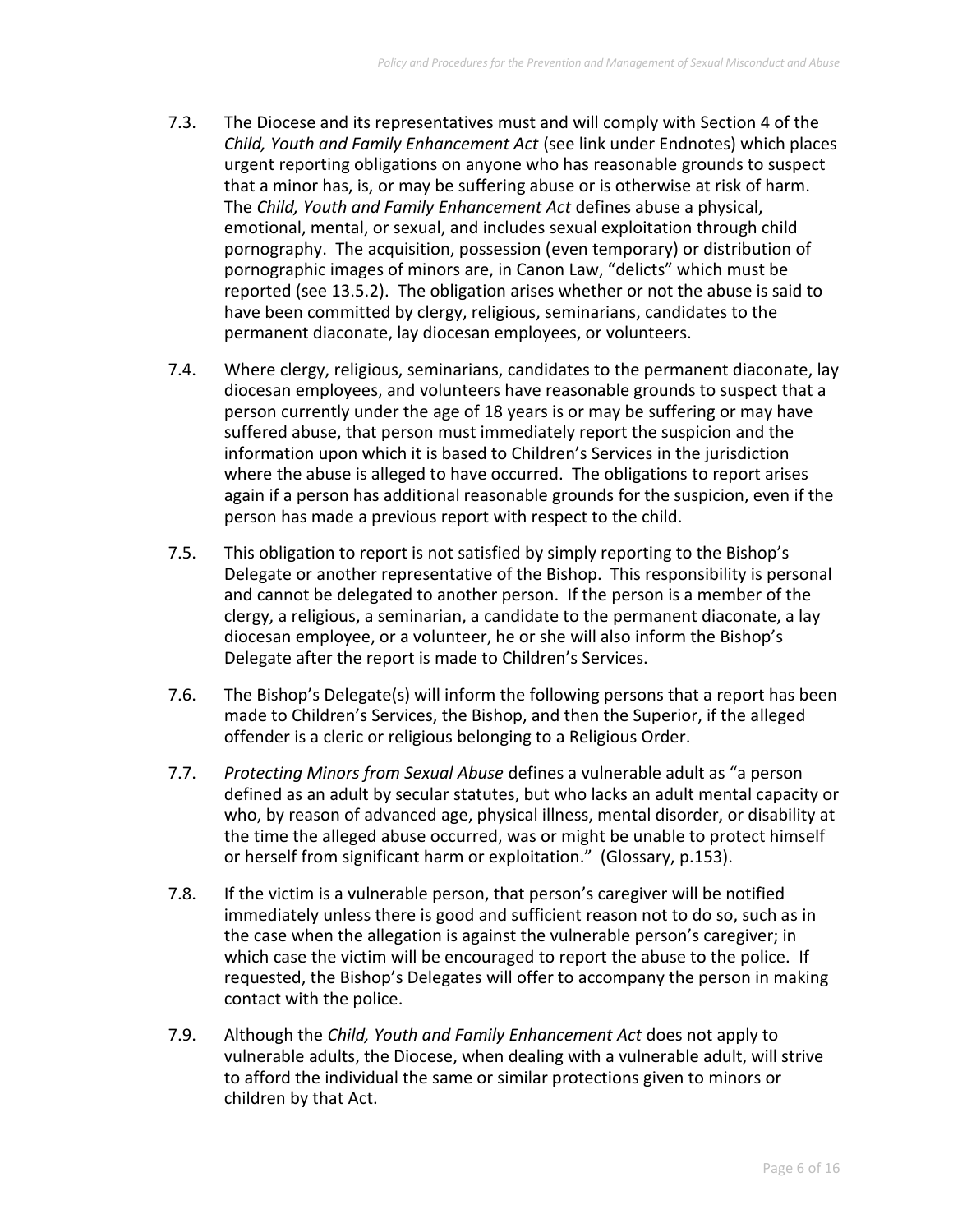7.3. The Diocese and its representatives must and will comply with Section 4 of the *Child, Youth and Family Enhancement Act* (see link under Endnotes) which places urgent reporting obligations on anyone who has reasonable grounds to suspect that a minor has, is, or may be suffering abuse or is otherwise at risk of harm. The *Child, Youth and Family Enhancement Act* defines abuse a physical, emotional, mental, or sexual, and includes sexual exploitation through child pornography. The acquisition, possession (even temporary) or distribution of pornographic images of minors are, in Canon Law, "delicts" which must be reported (see 13.5.2). The obligation arises whether or not the abuse is said to have been committed by clergy, religious, seminarians, candidates to the permanent diaconate, lay diocesan employees, or volunteers.

7.4. Where clergy, religious, seminarians, candidates to the permanent diaconate, lay diocesan employees, and volunteers have reasonable grounds to suspect that a person currently under the age of 18 years is or may be suffering or may have suffered abuse, that person must immediately report the suspicion and the information upon which it is based to Children's Services in the jurisdiction where the abuse is alleged to have occurred. The obligations to report arises again if a person has additional reasonable grounds for the suspicion, even if the person has made a previous report with respect to the child.

7.5. This obligation to report is not satisfied by simply reporting to the Bishop's Delegate or another representative of the Bishop. This responsibility is personal and cannot be delegated to another person. If the person is a member of the clergy, a religious, a seminarian, a candidate to the permanent diaconate, a lay diocesan employee, or a volunteer, he or she will also inform the Bishop's Delegate after the report is made to Children's Services.

7.6. The Bishop's Delegate(s) will inform the following persons that a report has been made to Children's Services, the Bishop, and then the Superior, if the alleged offender is a cleric or religious belonging to a Religious Order.

7.7. *Protecting Minors from Sexual Abuse* defines a vulnerable adult as "a person defined as an adult by secular statutes, but who lacks an adult mental capacity or who, by reason of advanced age, physical illness, mental disorder, or disability at the time the alleged abuse occurred, was or might be unable to protect himself or herself from significant harm or exploitation." (Glossary, p.153).

7.8. If the victim is a vulnerable person, that person's caregiver will be notified immediately unless there is good and sufficient reason not to do so, such as in the case when the allegation is against the vulnerable person's caregiver; in which case the victim will be encouraged to report the abuse to the police. If requested, the Bishop's Delegates will offer to accompany the person in making contact with the police.

7.9. Although the *Child, Youth and Family Enhancement Act* does not apply to vulnerable adults, the Diocese, when dealing with a vulnerable adult, will strive to afford the individual the same or similar protections given to minors or children by that Act.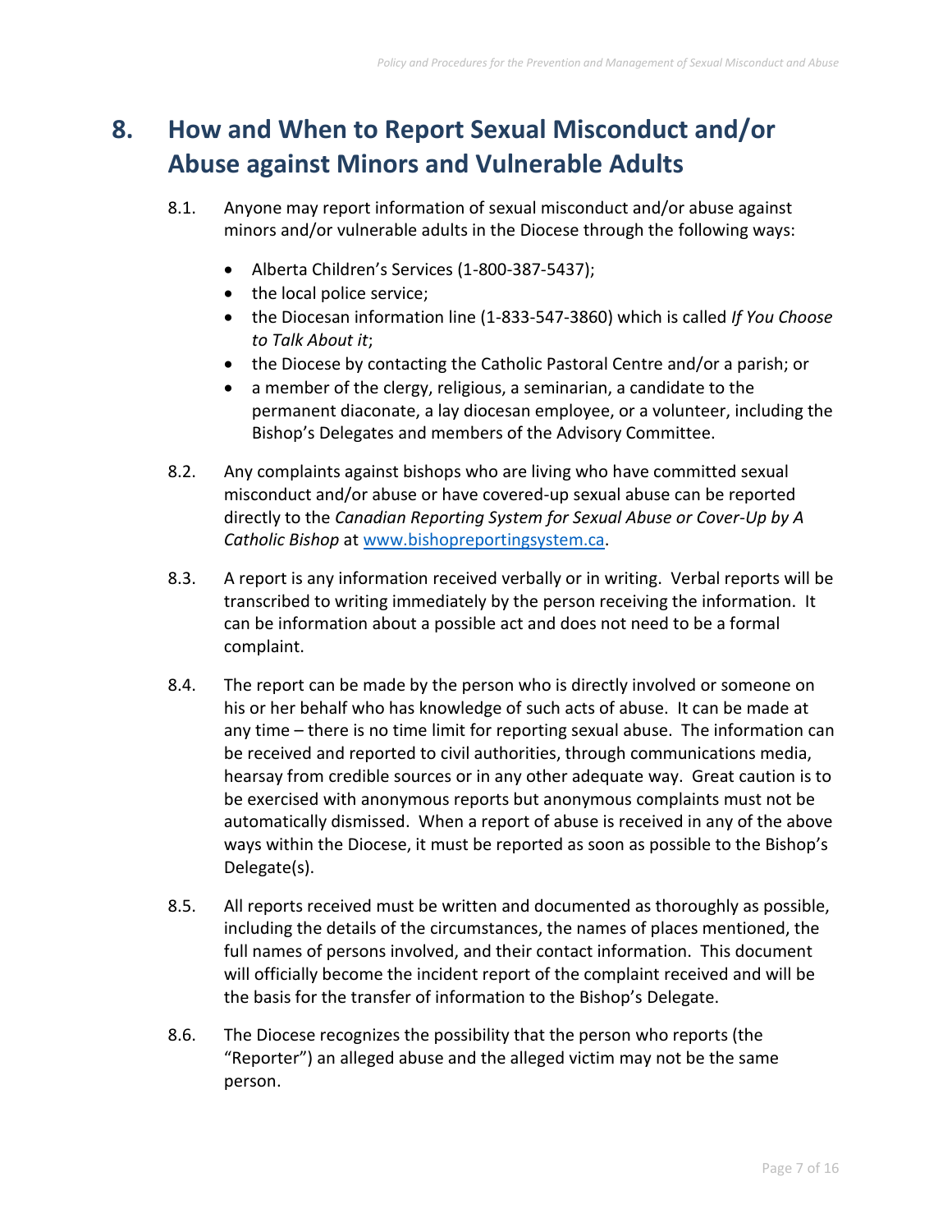# 8. How and When to Report Sexual Misconduct and/or Abuse against Minors and Vulnerable Adults

8.1. Anyone may report information of sexual misconduct and/or abuse against minors and/or vulnerable adults in the Diocese through the following ways:

- Alberta Children's Services (1-800-387-5437);
- the local police service;
- the Diocesan information line (1-833-547-3860) which is called *If You Choose to Talk About it*;
- the Diocese by contacting the Catholic Pastoral Centre and/or a parish; or
- a member of the clergy, religious, a seminarian, a candidate to the permanent diaconate, a lay diocesan employee, or a volunteer, including the Bishop's Delegates and members of the Advisory Committee.

8.2. Any complaints against bishops who are living who have committed sexual misconduct and/or abuse or have covered-up sexual abuse can be reported directly to the *Canadian Reporting System for Sexual Abuse or Cover-Up by A Catholic Bishop* at [www.bishopreportingsystem.ca](http://www.bishopreportingsystem.ca).

8.3. A report is any information received verbally or in writing. Verbal reports will be transcribed to writing immediately by the person receiving the information. It can be information about a possible act and does not need to be a formal complaint.

8.4. The report can be made by the person who is directly involved or someone on his or her behalf who has knowledge of such acts of abuse. It can be made at any time – there is no time limit for reporting sexual abuse. The information can be received and reported to civil authorities, through communications media, hearsay from credible sources or in any other adequate way. Great caution is to be exercised with anonymous reports but anonymous complaints must not be automatically dismissed. When a report of abuse is received in any of the above ways within the Diocese, it must be reported as soon as possible to the Bishop's Delegate(s).

8.5. All reports received must be written and documented as thoroughly as possible, including the details of the circumstances, the names of places mentioned, the full names of persons involved, and their contact information. This document will officially become the incident report of the complaint received and will be the basis for the transfer of information to the Bishop's Delegate.

8.6. The Diocese recognizes the possibility that the person who reports (the "Reporter") an alleged abuse and the alleged victim may not be the same person.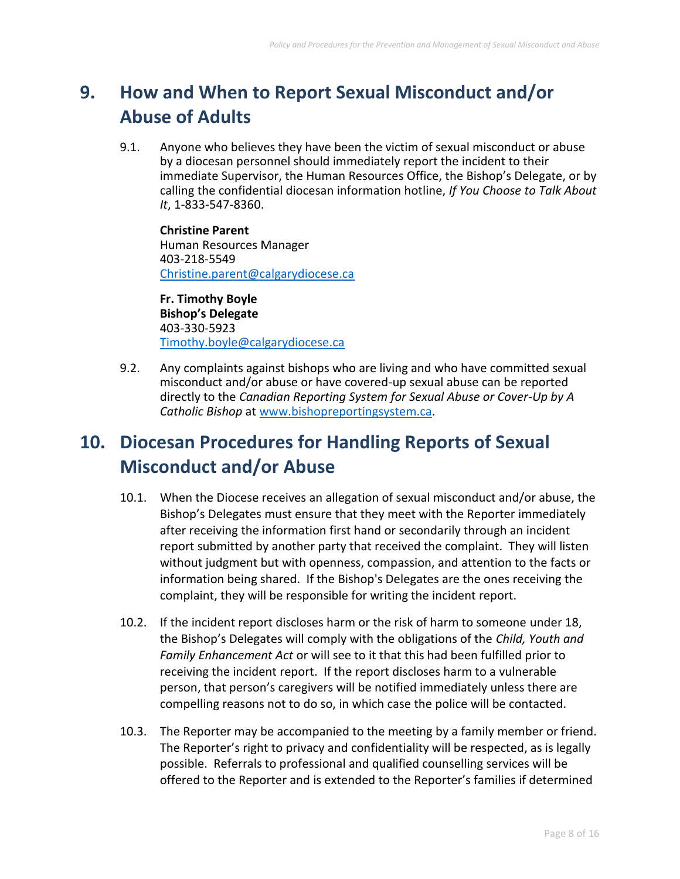## 9. How and When to Report Sexual Misconduct and/or Abuse of Adults

9.1. Anyone who believes they have been the victim of sexual misconduct or abuse by a diocesan personnel should immediately report the incident to their immediate Supervisor, the Human Resources Office, the Bishop's Delegate, or by calling the confidential diocesan information hotline, *If You Choose to Talk About It*, 1-833-547-8360.

**Christine Parent**
Human Resources Manager
403-218-5549
[Christine.parent@calgarydiocese.ca](mailto:Christine.parent@calgarydiocese.ca)

**Fr. Timothy Boyle**
**Bishop's Delegate**
403-330-5923
[Timothy.boyle@calgarydiocese.ca](mailto:Timothy.boyle@calgarydiocese.ca)

9.2. Any complaints against bishops who are living and who have committed sexual misconduct and/or abuse or have covered-up sexual abuse can be reported directly to the *Canadian Reporting System for Sexual Abuse or Cover-Up by A Catholic Bishop* at [www.bishopreportingsystem.ca](http://www.bishopreportingsystem.ca).

## 10. Diocesan Procedures for Handling Reports of Sexual Misconduct and/or Abuse

10.1. When the Diocese receives an allegation of sexual misconduct and/or abuse, the Bishop's Delegates must ensure that they meet with the Reporter immediately after receiving the information first hand or secondarily through an incident report submitted by another party that received the complaint. They will listen without judgment but with openness, compassion, and attention to the facts or information being shared. If the Bishop's Delegates are the ones receiving the complaint, they will be responsible for writing the incident report.

10.2. If the incident report discloses harm or the risk of harm to someone under 18, the Bishop's Delegates will comply with the obligations of the *Child, Youth and Family Enhancement Act* or will see to it that this had been fulfilled prior to receiving the incident report. If the report discloses harm to a vulnerable person, that person's caregivers will be notified immediately unless there are compelling reasons not to do so, in which case the police will be contacted.

10.3. The Reporter may be accompanied to the meeting by a family member or friend. The Reporter's right to privacy and confidentiality will be respected, as is legally possible. Referrals to professional and qualified counselling services will be offered to the Reporter and is extended to the Reporter's families if determined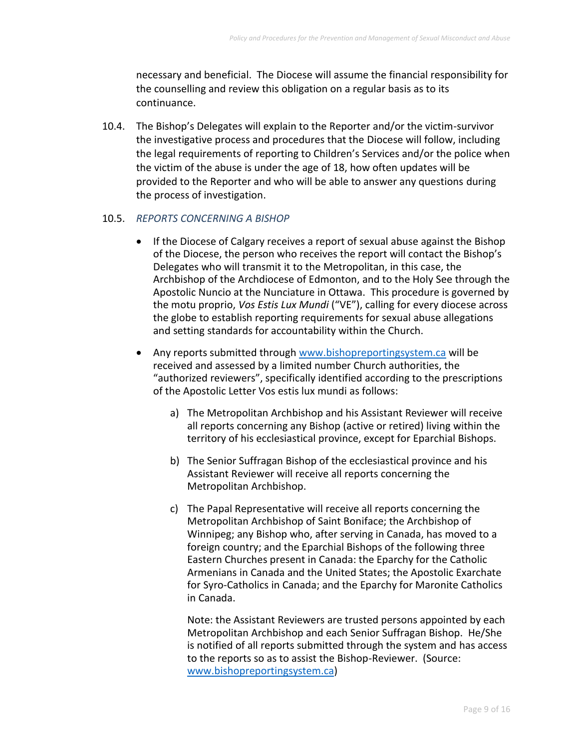necessary and beneficial. The Diocese will assume the financial responsibility for the counselling and review this obligation on a regular basis as to its continuance.

10.4. The Bishop's Delegates will explain to the Reporter and/or the victim-survivor the investigative process and procedures that the Diocese will follow, including the legal requirements of reporting to Children's Services and/or the police when the victim of the abuse is under the age of 18, how often updates will be provided to the Reporter and who will be able to answer any questions during the process of investigation.

10.5. *REPORTS CONCERNING A BISHOP*

- If the Diocese of Calgary receives a report of sexual abuse against the Bishop of the Diocese, the person who receives the report will contact the Bishop's Delegates who will transmit it to the Metropolitan, in this case, the Archbishop of the Archdiocese of Edmonton, and to the Holy See through the Apostolic Nuncio at the Nunciature in Ottawa. This procedure is governed by the motu proprio, *Vos Estis Lux Mundi* ("VE"), calling for every diocese across the globe to establish reporting requirements for sexual abuse allegations and setting standards for accountability within the Church.

- Any reports submitted through www.bishopreportingsystem.ca will be received and assessed by a limited number Church authorities, the "authorized reviewers", specifically identified according to the prescriptions of the Apostolic Letter Vos estis lux mundi as follows:

    a) The Metropolitan Archbishop and his Assistant Reviewer will receive all reports concerning any Bishop (active or retired) living within the territory of his ecclesiastical province, except for Eparchial Bishops.

    b) The Senior Suffragan Bishop of the ecclesiastical province and his Assistant Reviewer will receive all reports concerning the Metropolitan Archbishop.

    c) The Papal Representative will receive all reports concerning the Metropolitan Archbishop of Saint Boniface; the Archbishop of Winnipeg; any Bishop who, after serving in Canada, has moved to a foreign country; and the Eparchial Bishops of the following three Eastern Churches present in Canada: the Eparchy for the Catholic Armenians in Canada and the United States; the Apostolic Exarchate for Syro-Catholics in Canada; and the Eparchy for Maronite Catholics in Canada.

    Note: the Assistant Reviewers are trusted persons appointed by each Metropolitan Archbishop and each Senior Suffragan Bishop. He/She is notified of all reports submitted through the system and has access to the reports so as to assist the Bishop-Reviewer. (Source: www.bishopreportingsystem.ca)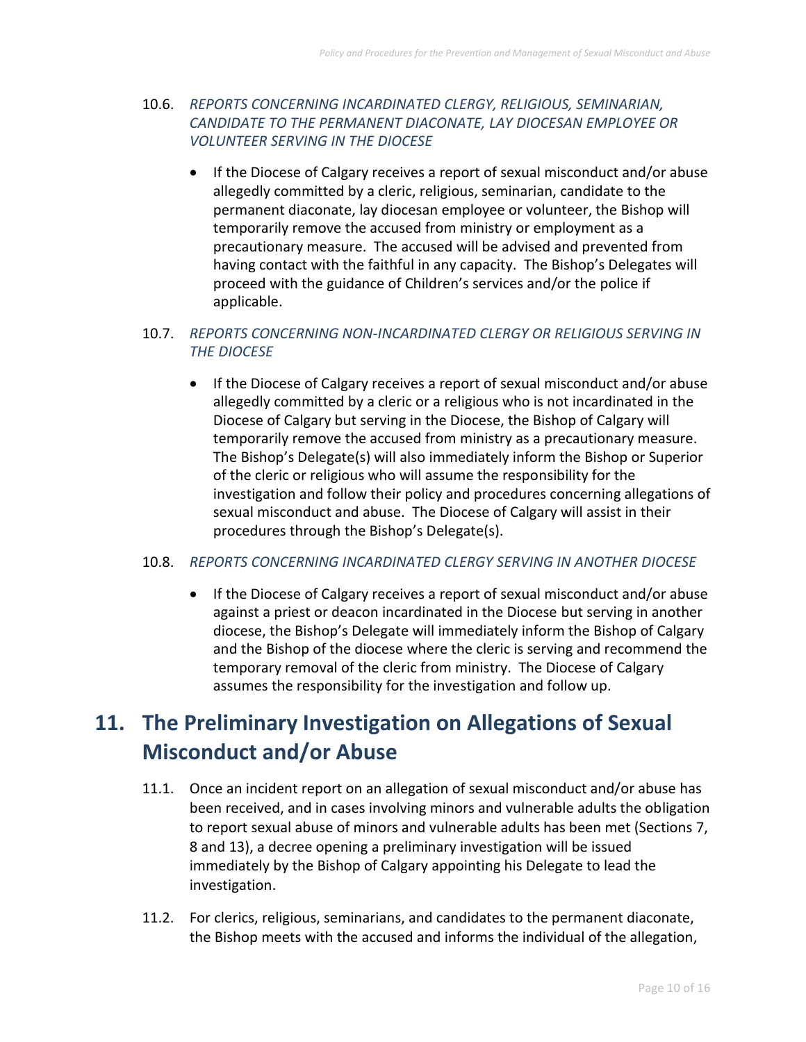10.6. *REPORTS CONCERNING INCARDINATED CLERGY, RELIGIOUS, SEMINARIAN, CANDIDATE TO THE PERMANENT DIACONATE, LAY DIOCESAN EMPLOYEE OR VOLUNTEER SERVING IN THE DIOCESE*

- If the Diocese of Calgary receives a report of sexual misconduct and/or abuse allegedly committed by a cleric, religious, seminarian, candidate to the permanent diaconate, lay diocesan employee or volunteer, the Bishop will temporarily remove the accused from ministry or employment as a precautionary measure. The accused will be advised and prevented from having contact with the faithful in any capacity. The Bishop's Delegates will proceed with the guidance of Children's services and/or the police if applicable.

10.7. *REPORTS CONCERNING NON-INCARDINATED CLERGY OR RELIGIOUS SERVING IN THE DIOCESE*

- If the Diocese of Calgary receives a report of sexual misconduct and/or abuse allegedly committed by a cleric or a religious who is not incardinated in the Diocese of Calgary but serving in the Diocese, the Bishop of Calgary will temporarily remove the accused from ministry as a precautionary measure. The Bishop's Delegate(s) will also immediately inform the Bishop or Superior of the cleric or religious who will assume the responsibility for the investigation and follow their policy and procedures concerning allegations of sexual misconduct and abuse. The Diocese of Calgary will assist in their procedures through the Bishop's Delegate(s).

10.8. *REPORTS CONCERNING INCARDINATED CLERGY SERVING IN ANOTHER DIOCESE*

- If the Diocese of Calgary receives a report of sexual misconduct and/or abuse against a priest or deacon incardinated in the Diocese but serving in another diocese, the Bishop's Delegate will immediately inform the Bishop of Calgary and the Bishop of the diocese where the cleric is serving and recommend the temporary removal of the cleric from ministry. The Diocese of Calgary assumes the responsibility for the investigation and follow up.

# 11. The Preliminary Investigation on Allegations of Sexual Misconduct and/or Abuse

11.1. Once an incident report on an allegation of sexual misconduct and/or abuse has been received, and in cases involving minors and vulnerable adults the obligation to report sexual abuse of minors and vulnerable adults has been met (Sections 7, 8 and 13), a decree opening a preliminary investigation will be issued immediately by the Bishop of Calgary appointing his Delegate to lead the investigation.

11.2. For clerics, religious, seminarians, and candidates to the permanent diaconate, the Bishop meets with the accused and informs the individual of the allegation,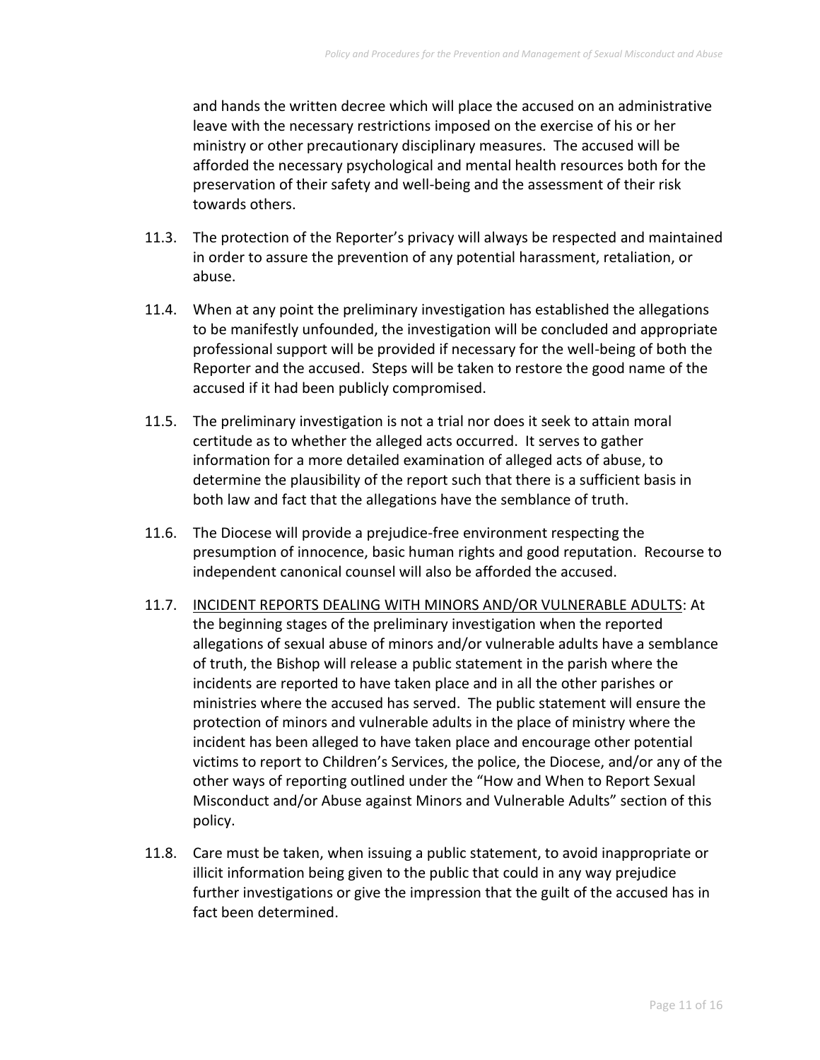and hands the written decree which will place the accused on an administrative leave with the necessary restrictions imposed on the exercise of his or her ministry or other precautionary disciplinary measures. The accused will be afforded the necessary psychological and mental health resources both for the preservation of their safety and well-being and the assessment of their risk towards others.

11.3. The protection of the Reporter's privacy will always be respected and maintained in order to assure the prevention of any potential harassment, retaliation, or abuse.

11.4. When at any point the preliminary investigation has established the allegations to be manifestly unfounded, the investigation will be concluded and appropriate professional support will be provided if necessary for the well-being of both the Reporter and the accused. Steps will be taken to restore the good name of the accused if it had been publicly compromised.

11.5. The preliminary investigation is not a trial nor does it seek to attain moral certitude as to whether the alleged acts occurred. It serves to gather information for a more detailed examination of alleged acts of abuse, to determine the plausibility of the report such that there is a sufficient basis in both law and fact that the allegations have the semblance of truth.

11.6. The Diocese will provide a prejudice-free environment respecting the presumption of innocence, basic human rights and good reputation. Recourse to independent canonical counsel will also be afforded the accused.

11.7. <u>INCIDENT REPORTS DEALING WITH MINORS AND/OR VULNERABLE ADULTS</u>: At the beginning stages of the preliminary investigation when the reported allegations of sexual abuse of minors and/or vulnerable adults have a semblance of truth, the Bishop will release a public statement in the parish where the incidents are reported to have taken place and in all the other parishes or ministries where the accused has served. The public statement will ensure the protection of minors and vulnerable adults in the place of ministry where the incident has been alleged to have taken place and encourage other potential victims to report to Children's Services, the police, the Diocese, and/or any of the other ways of reporting outlined under the "How and When to Report Sexual Misconduct and/or Abuse against Minors and Vulnerable Adults" section of this policy.

11.8. Care must be taken, when issuing a public statement, to avoid inappropriate or illicit information being given to the public that could in any way prejudice further investigations or give the impression that the guilt of the accused has in fact been determined.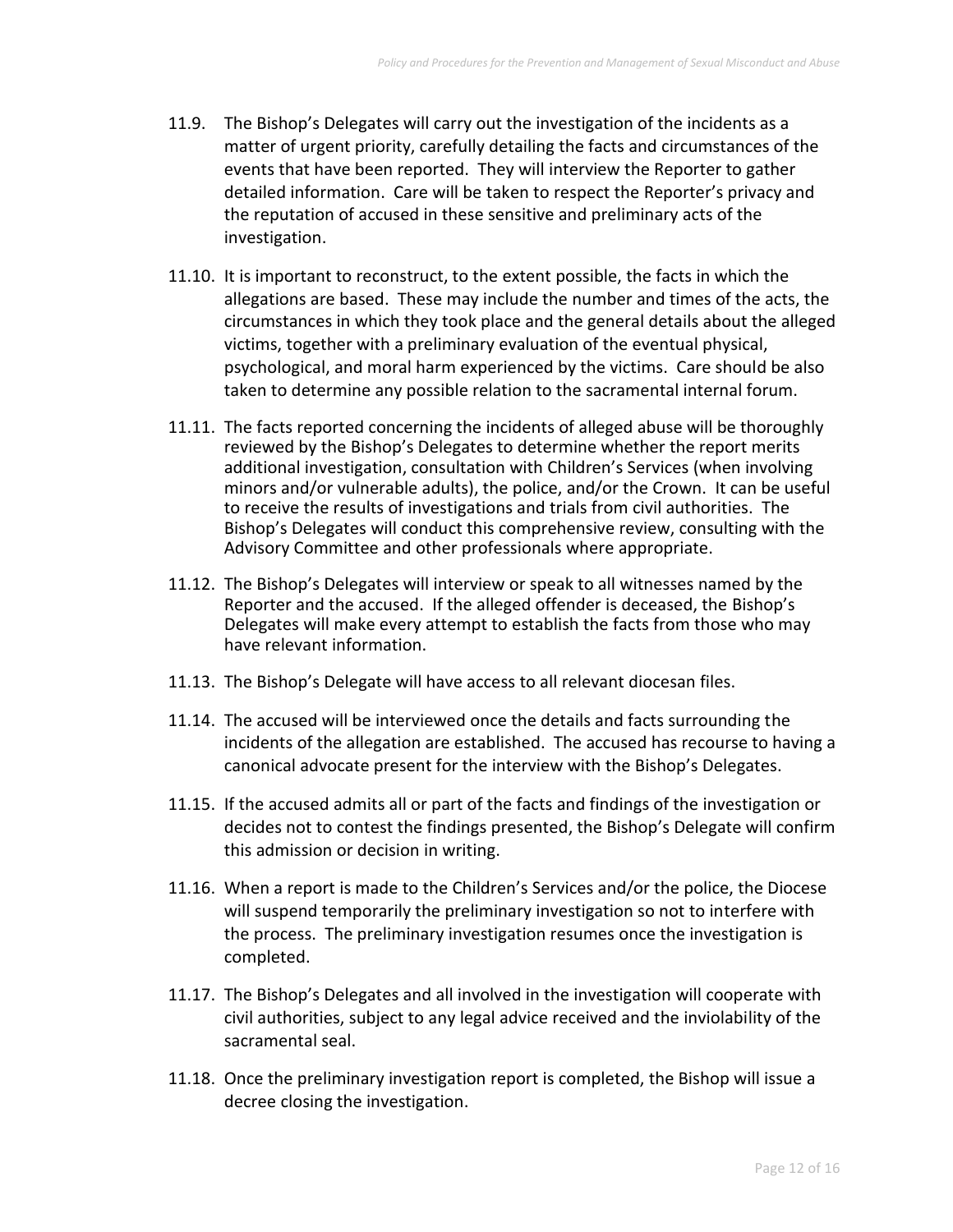11.9. The Bishop's Delegates will carry out the investigation of the incidents as a matter of urgent priority, carefully detailing the facts and circumstances of the events that have been reported. They will interview the Reporter to gather detailed information. Care will be taken to respect the Reporter's privacy and the reputation of accused in these sensitive and preliminary acts of the investigation.

11.10. It is important to reconstruct, to the extent possible, the facts in which the allegations are based. These may include the number and times of the acts, the circumstances in which they took place and the general details about the alleged victims, together with a preliminary evaluation of the eventual physical, psychological, and moral harm experienced by the victims. Care should be also taken to determine any possible relation to the sacramental internal forum.

11.11. The facts reported concerning the incidents of alleged abuse will be thoroughly reviewed by the Bishop's Delegates to determine whether the report merits additional investigation, consultation with Children's Services (when involving minors and/or vulnerable adults), the police, and/or the Crown. It can be useful to receive the results of investigations and trials from civil authorities. The Bishop's Delegates will conduct this comprehensive review, consulting with the Advisory Committee and other professionals where appropriate.

11.12. The Bishop's Delegates will interview or speak to all witnesses named by the Reporter and the accused. If the alleged offender is deceased, the Bishop's Delegates will make every attempt to establish the facts from those who may have relevant information.

11.13. The Bishop's Delegate will have access to all relevant diocesan files.

11.14. The accused will be interviewed once the details and facts surrounding the incidents of the allegation are established. The accused has recourse to having a canonical advocate present for the interview with the Bishop's Delegates.

11.15. If the accused admits all or part of the facts and findings of the investigation or decides not to contest the findings presented, the Bishop's Delegate will confirm this admission or decision in writing.

11.16. When a report is made to the Children's Services and/or the police, the Diocese will suspend temporarily the preliminary investigation so not to interfere with the process. The preliminary investigation resumes once the investigation is completed.

11.17. The Bishop's Delegates and all involved in the investigation will cooperate with civil authorities, subject to any legal advice received and the inviolability of the sacramental seal.

11.18. Once the preliminary investigation report is completed, the Bishop will issue a decree closing the investigation.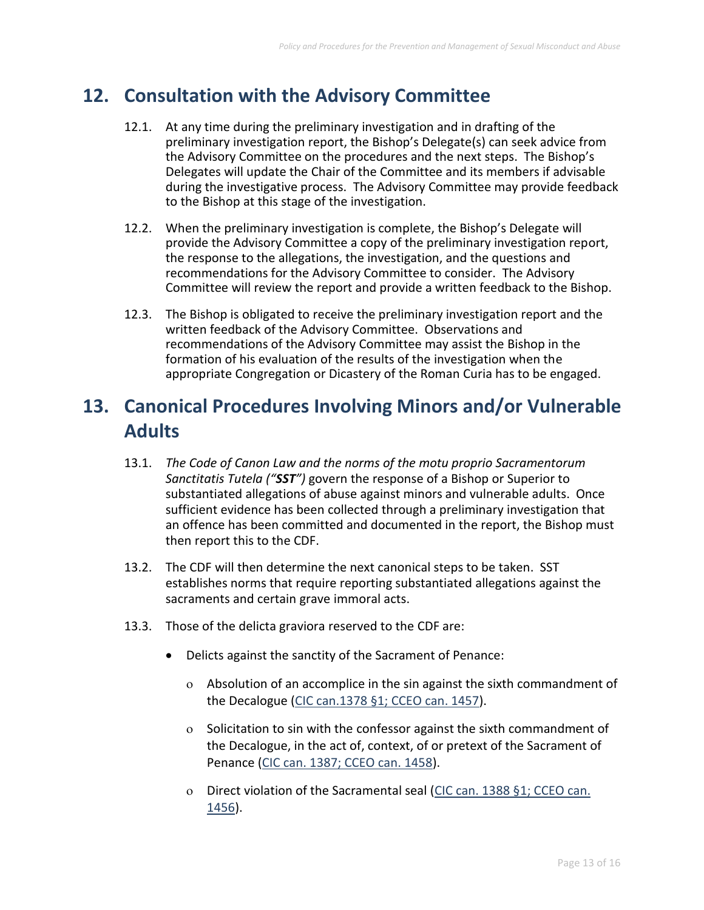## 12. Consultation with the Advisory Committee

12.1. At any time during the preliminary investigation and in drafting of the preliminary investigation report, the Bishop's Delegate(s) can seek advice from the Advisory Committee on the procedures and the next steps. The Bishop's Delegates will update the Chair of the Committee and its members if advisable during the investigative process. The Advisory Committee may provide feedback to the Bishop at this stage of the investigation.

12.2. When the preliminary investigation is complete, the Bishop's Delegate will provide the Advisory Committee a copy of the preliminary investigation report, the response to the allegations, the investigation, and the questions and recommendations for the Advisory Committee to consider. The Advisory Committee will review the report and provide a written feedback to the Bishop.

12.3. The Bishop is obligated to receive the preliminary investigation report and the written feedback of the Advisory Committee. Observations and recommendations of the Advisory Committee may assist the Bishop in the formation of his evaluation of the results of the investigation when the appropriate Congregation or Dicastery of the Roman Curia has to be engaged.

## 13. Canonical Procedures Involving Minors and/or Vulnerable Adults

13.1. *The Code of Canon Law and the norms of the motu proprio Sacramentorum Sanctitatis Tutela ("**SST**")* govern the response of a Bishop or Superior to substantiated allegations of abuse against minors and vulnerable adults. Once sufficient evidence has been collected through a preliminary investigation that an offence has been committed and documented in the report, the Bishop must then report this to the CDF.

13.2. The CDF will then determine the next canonical steps to be taken. SST establishes norms that require reporting substantiated allegations against the sacraments and certain grave immoral acts.

13.3. Those of the delicta graviora reserved to the CDF are:

- Delicts against the sanctity of the Sacrament of Penance:
  - Absolution of an accomplice in the sin against the sixth commandment of the Decalogue (CIC can.1378 §1; CCEO can. 1457).
  - Solicitation to sin with the confessor against the sixth commandment of the Decalogue, in the act of, context, of or pretext of the Sacrament of Penance (CIC can. 1387; CCEO can. 1458).
  - Direct violation of the Sacramental seal (CIC can. 1388 §1; CCEO can. 1456).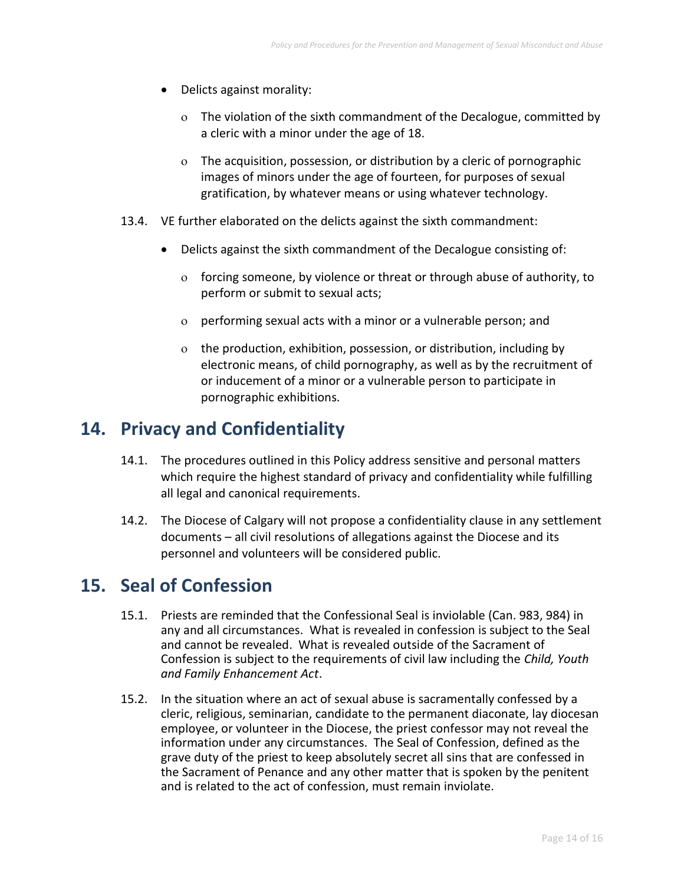- Delicts against morality:
  - The violation of the sixth commandment of the Decalogue, committed by a cleric with a minor under the age of 18.
  - The acquisition, possession, or distribution by a cleric of pornographic images of minors under the age of fourteen, for purposes of sexual gratification, by whatever means or using whatever technology.

13.4. VE further elaborated on the delicts against the sixth commandment:

- Delicts against the sixth commandment of the Decalogue consisting of:
  - forcing someone, by violence or threat or through abuse of authority, to perform or submit to sexual acts;
  - performing sexual acts with a minor or a vulnerable person; and
  - the production, exhibition, possession, or distribution, including by electronic means, of child pornography, as well as by the recruitment of or inducement of a minor or a vulnerable person to participate in pornographic exhibitions.

## 14. Privacy and Confidentiality

14.1. The procedures outlined in this Policy address sensitive and personal matters which require the highest standard of privacy and confidentiality while fulfilling all legal and canonical requirements.

14.2. The Diocese of Calgary will not propose a confidentiality clause in any settlement documents – all civil resolutions of allegations against the Diocese and its personnel and volunteers will be considered public.

## 15. Seal of Confession

15.1. Priests are reminded that the Confessional Seal is inviolable (Can. 983, 984) in any and all circumstances. What is revealed in confession is subject to the Seal and cannot be revealed. What is revealed outside of the Sacrament of Confession is subject to the requirements of civil law including the *Child, Youth and Family Enhancement Act*.

15.2. In the situation where an act of sexual abuse is sacramentally confessed by a cleric, religious, seminarian, candidate to the permanent diaconate, lay diocesan employee, or volunteer in the Diocese, the priest confessor may not reveal the information under any circumstances. The Seal of Confession, defined as the grave duty of the priest to keep absolutely secret all sins that are confessed in the Sacrament of Penance and any other matter that is spoken by the penitent and is related to the act of confession, must remain inviolate.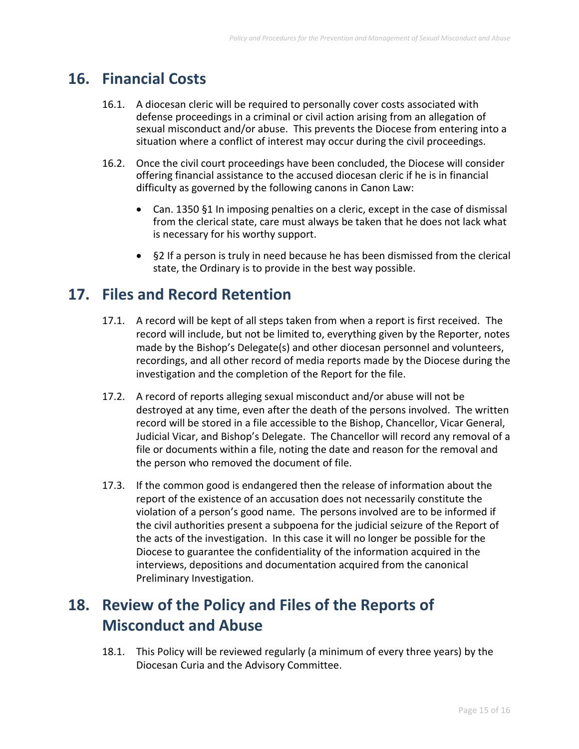## 16. Financial Costs

16.1. A diocesan cleric will be required to personally cover costs associated with defense proceedings in a criminal or civil action arising from an allegation of sexual misconduct and/or abuse. This prevents the Diocese from entering into a situation where a conflict of interest may occur during the civil proceedings.

16.2. Once the civil court proceedings have been concluded, the Diocese will consider offering financial assistance to the accused diocesan cleric if he is in financial difficulty as governed by the following canons in Canon Law:

- Can. 1350 §1 In imposing penalties on a cleric, except in the case of dismissal from the clerical state, care must always be taken that he does not lack what is necessary for his worthy support.
- §2 If a person is truly in need because he has been dismissed from the clerical state, the Ordinary is to provide in the best way possible.

## 17. Files and Record Retention

17.1. A record will be kept of all steps taken from when a report is first received. The record will include, but not be limited to, everything given by the Reporter, notes made by the Bishop's Delegate(s) and other diocesan personnel and volunteers, recordings, and all other record of media reports made by the Diocese during the investigation and the completion of the Report for the file.

17.2. A record of reports alleging sexual misconduct and/or abuse will not be destroyed at any time, even after the death of the persons involved. The written record will be stored in a file accessible to the Bishop, Chancellor, Vicar General, Judicial Vicar, and Bishop's Delegate. The Chancellor will record any removal of a file or documents within a file, noting the date and reason for the removal and the person who removed the document of file.

17.3. If the common good is endangered then the release of information about the report of the existence of an accusation does not necessarily constitute the violation of a person's good name. The persons involved are to be informed if the civil authorities present a subpoena for the judicial seizure of the Report of the acts of the investigation. In this case it will no longer be possible for the Diocese to guarantee the confidentiality of the information acquired in the interviews, depositions and documentation acquired from the canonical Preliminary Investigation.

## 18. Review of the Policy and Files of the Reports of Misconduct and Abuse

18.1. This Policy will be reviewed regularly (a minimum of every three years) by the Diocesan Curia and the Advisory Committee.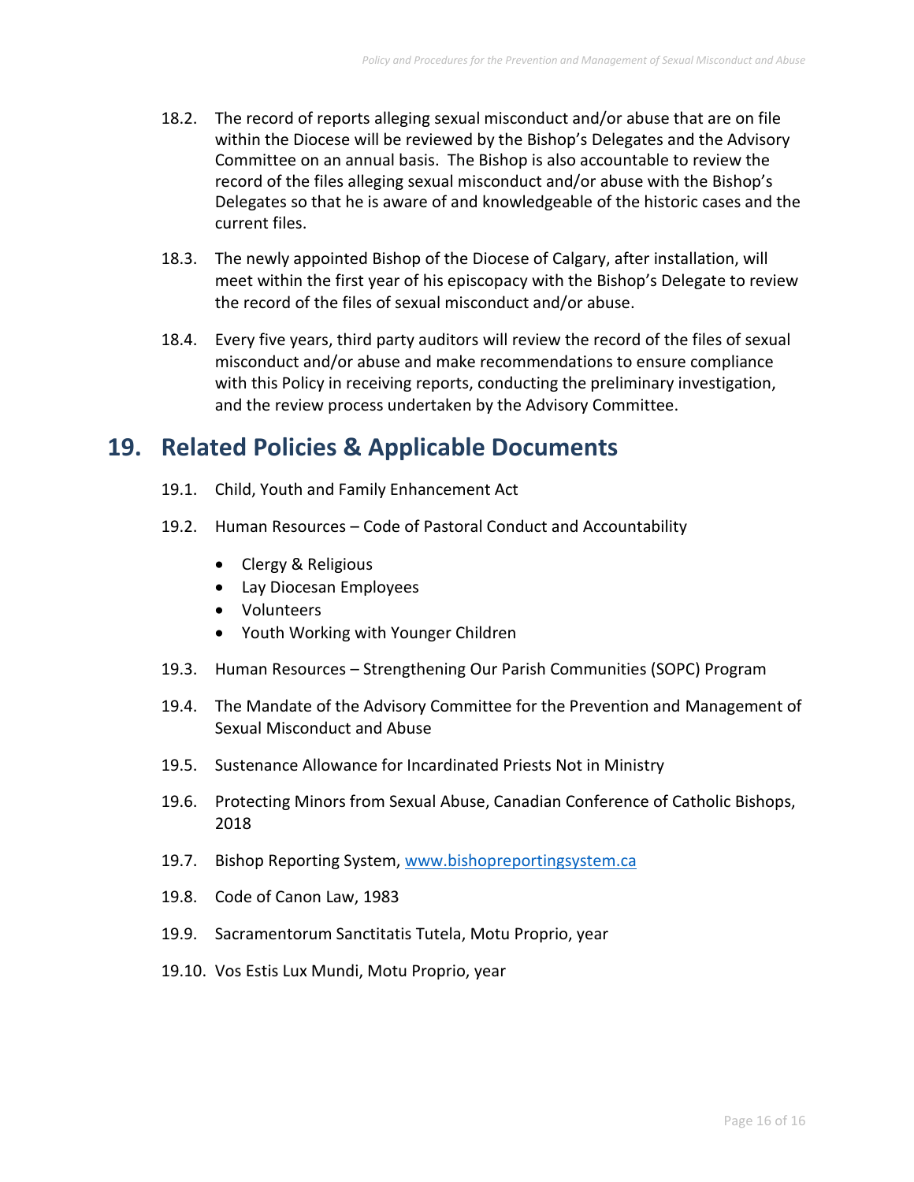18.2. The record of reports alleging sexual misconduct and/or abuse that are on file within the Diocese will be reviewed by the Bishop's Delegates and the Advisory Committee on an annual basis. The Bishop is also accountable to review the record of the files alleging sexual misconduct and/or abuse with the Bishop's Delegates so that he is aware of and knowledgeable of the historic cases and the current files.

18.3. The newly appointed Bishop of the Diocese of Calgary, after installation, will meet within the first year of his episcopacy with the Bishop's Delegate to review the record of the files of sexual misconduct and/or abuse.

18.4. Every five years, third party auditors will review the record of the files of sexual misconduct and/or abuse and make recommendations to ensure compliance with this Policy in receiving reports, conducting the preliminary investigation, and the review process undertaken by the Advisory Committee.

## 19. Related Policies & Applicable Documents

19.1. Child, Youth and Family Enhancement Act

19.2. Human Resources – Code of Pastoral Conduct and Accountability

- Clergy & Religious
- Lay Diocesan Employees
- Volunteers
- Youth Working with Younger Children

19.3. Human Resources – Strengthening Our Parish Communities (SOPC) Program

19.4. The Mandate of the Advisory Committee for the Prevention and Management of Sexual Misconduct and Abuse

19.5. Sustenance Allowance for Incardinated Priests Not in Ministry

19.6. Protecting Minors from Sexual Abuse, Canadian Conference of Catholic Bishops, 2018

19.7. Bishop Reporting System, [www.bishopreportingsystem.ca](http://www.bishopreportingsystem.ca)

19.8. Code of Canon Law, 1983

19.9. Sacramentorum Sanctitatis Tutela, Motu Proprio, year

19.10. Vos Estis Lux Mundi, Motu Proprio, year